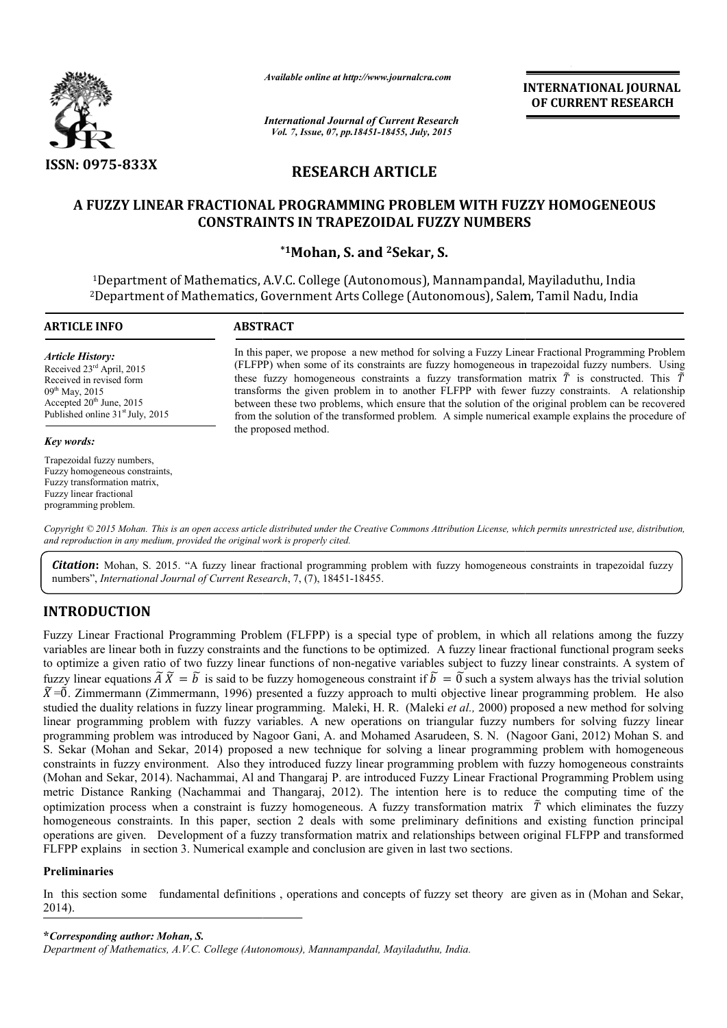ISSN: 0975-833X

*Available online at http://www.journalcra.com*

*International Journal of Current Research*
*Vol. 7, Issue, 07, pp.18451-18455, July, 2015*

**INTERNATIONAL JOURNAL OF CURRENT RESEARCH**

## RESEARCH ARTICLE

# A FUZZY LINEAR FRACTIONAL PROGRAMMING PROBLEM WITH FUZZY HOMOGENEOUS CONSTRAINTS IN TRAPEZOIDAL FUZZY NUMBERS

**\*[1]Mohan, S. and [2]Sekar, S.**

[1]Department of Mathematics, A.V.C. College (Autonomous), Mannampandal, Mayiladuthu, India
[2]Department of Mathematics, Government Arts College (Autonomous), Salem, Tamil Nadu, India

**ARTICLE INFO**

*Article History:*
Received 23rd April, 2015
Received in revised form
09th May, 2015
Accepted 20th June, 2015
Published online 31st July, 2015

*Key words:*

Trapezoidal fuzzy numbers,
Fuzzy homogeneous constraints,
Fuzzy transformation matrix,
Fuzzy linear fractional programming problem.

**ABSTRACT**

In this paper, we propose a new method for solving a Fuzzy Linear Fractional Programming Problem (FLFPP) when some of its constraints are fuzzy homogeneous in trapezoidal fuzzy numbers. Using these fuzzy homogeneous constraints a fuzzy transformation matrix $\tilde{T}$ is constructed. This $\tilde{T}$ transforms the given problem in to another FLFPP with fewer fuzzy constraints. A relationship between these two problems, which ensure that the solution of the original problem can be recovered from the solution of the transformed problem. A simple numerical example explains the procedure of the proposed method.

*Copyright © 2015 Mohan. This is an open access article distributed under the Creative Commons Attribution License, which permits unrestricted use, distribution, and reproduction in any medium, provided the original work is properly cited.*

***Citation:*** Mohan, S. 2015. "A fuzzy linear fractional programming problem with fuzzy homogeneous constraints in trapezoidal fuzzy numbers", *International Journal of Current Research*, 7, (7), 18451-18455.

## INTRODUCTION

Fuzzy Linear Fractional Programming Problem (FLFPP) is a special type of problem, in which all relations among the fuzzy variables are linear both in fuzzy constraints and the functions to be optimized. A fuzzy linear fractional functional program seeks to optimize a given ratio of two fuzzy linear functions of non-negative variables subject to fuzzy linear constraints. A system of fuzzy linear equations $\tilde{A}\,\tilde{X} = \tilde{b}$ is said to be fuzzy homogeneous constraint if $\tilde{b} = \tilde{0}$ such a system always has the trivial solution $\tilde{X} = \tilde{0}$. Zimmermann (Zimmermann, 1996) presented a fuzzy approach to multi objective linear programming problem. He also studied the duality relations in fuzzy linear programming. Maleki, H. R. (Maleki *et al.,* 2000) proposed a new method for solving linear programming problem with fuzzy variables. A new operations on triangular fuzzy numbers for solving fuzzy linear programming problem was introduced by Nagoor Gani, A. and Mohamed Asarudeen, S. N. (Nagoor Gani, 2012) Mohan S. and S. Sekar (Mohan and Sekar, 2014) proposed a new technique for solving a linear programming problem with homogeneous constraints in fuzzy environment. Also they introduced fuzzy linear programming problem with fuzzy homogeneous constraints (Mohan and Sekar, 2014). Nachammai, Al and Thangaraj P. are introduced Fuzzy Linear Fractional Programming Problem using metric Distance Ranking (Nachammai and Thangaraj, 2012). The intention here is to reduce the computing time of the optimization process when a constraint is fuzzy homogeneous. A fuzzy transformation matrix $\tilde{T}$ which eliminates the fuzzy homogeneous constraints. In this paper, section 2 deals with some preliminary definitions and existing function principal operations are given. Development of a fuzzy transformation matrix and relationships between original FLFPP and transformed FLFPP explains in section 3. Numerical example and conclusion are given in last two sections.

### Preliminaries

In this section some fundamental definitions , operations and concepts of fuzzy set theory are given as in (Mohan and Sekar, 2014).

***\*Corresponding author: Mohan, S.***
*Department of Mathematics, A.V.C. College (Autonomous), Mannampandal, Mayiladuthu, India.*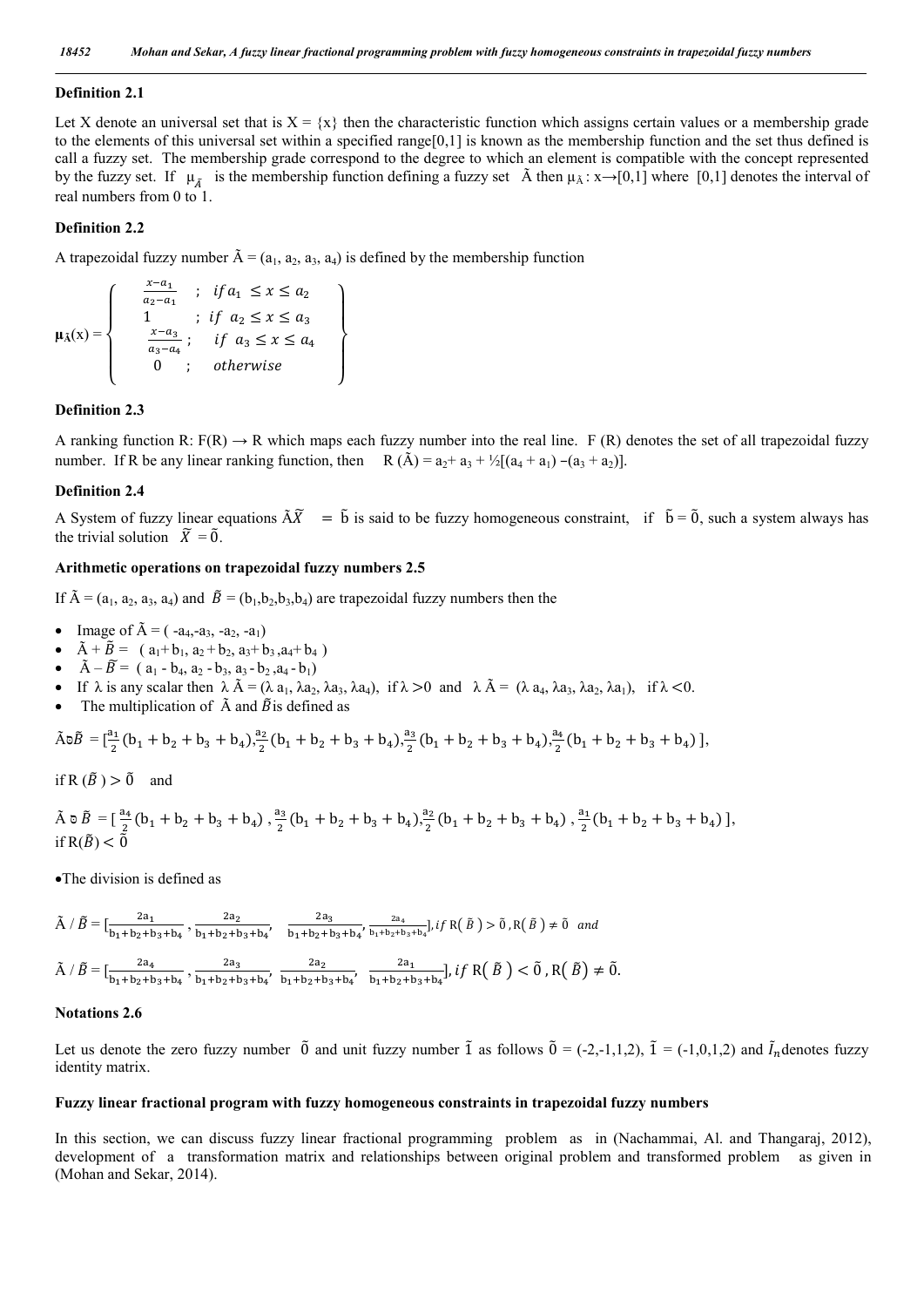**Definition 2.1**

Let X denote an universal set that is X = {x} then the characteristic function which assigns certain values or a membership grade to the elements of this universal set within a specified range[0,1] is known as the membership function and the set thus defined is call a fuzzy set. The membership grade correspond to the degree to which an element is compatible with the concept represented by the fuzzy set. If $\mu_{\tilde{A}}$ is the membership function defining a fuzzy set $\tilde{A}$ then $\mu_{\tilde{A}} : x \rightarrow [0,1]$ where [0,1] denotes the interval of real numbers from 0 to 1.

**Definition 2.2**

A trapezoidal fuzzy number $\tilde{A} = (a_1, a_2, a_3, a_4)$ is defined by the membership function

$$\mu_{\tilde{A}}(x) = \left\{ \begin{array}{ll} \frac{x-a_1}{a_2-a_1} & ; \; if\, a_1 \leq x \leq a_2 \\ 1 & ; \; if\;\; a_2 \leq x \leq a_3 \\ \frac{x-a_3}{a_3-a_4} & ; \;\; if\;\; a_3 \leq x \leq a_4 \\ 0 & ; \;\; otherwise \end{array} \right\}$$

**Definition 2.3**

A ranking function R: F(R) → R which maps each fuzzy number into the real line. F (R) denotes the set of all trapezoidal fuzzy number. If R be any linear ranking function, then $R(\tilde{A}) = a_2 + a_3 + \frac{1}{2}[(a_4 + a_1) - (a_3 + a_2)]$.

**Definition 2.4**

A System of fuzzy linear equations $\tilde{A}\tilde{X} = \tilde{b}$ is said to be fuzzy homogeneous constraint, if $\tilde{b} = \tilde{0}$, such a system always has the trivial solution $\tilde{X} = \tilde{0}$.

**Arithmetic operations on trapezoidal fuzzy numbers 2.5**

If $\tilde{A} = (a_1, a_2, a_3, a_4)$ and $\tilde{B} = (b_1,b_2,b_3,b_4)$ are trapezoidal fuzzy numbers then the

- Image of $\tilde{A} = (-a_4, -a_3, -a_2, -a_1)$
- $\tilde{A} + \tilde{B} = (a_1+b_1, a_2+b_2, a_3+b_3, a_4+b_4)$
- $\tilde{A} - \tilde{B} = (a_1 - b_4, a_2 - b_3, a_3 - b_2, a_4 - b_1)$
- If λ is any scalar then $\lambda \tilde{A} = (\lambda a_1, \lambda a_2, \lambda a_3, \lambda a_4)$, if $\lambda > 0$ and $\lambda \tilde{A} = (\lambda a_4, \lambda a_3, \lambda a_2, \lambda a_1)$, if $\lambda < 0$.
- The multiplication of $\tilde{A}$ and $\tilde{B}$ is defined as

$$\tilde{A} \otimes \tilde{B} = [\tfrac{a_1}{2}(b_1 + b_2 + b_3 + b_4), \tfrac{a_2}{2}(b_1 + b_2 + b_3 + b_4), \tfrac{a_3}{2}(b_1 + b_2 + b_3 + b_4), \tfrac{a_4}{2}(b_1 + b_2 + b_3 + b_4)],$$

if $R(\tilde{B}) > \tilde{0}$ and

$$\tilde{A} \otimes \tilde{B} = [\tfrac{a_4}{2}(b_1 + b_2 + b_3 + b_4), \tfrac{a_3}{2}(b_1 + b_2 + b_3 + b_4), \tfrac{a_2}{2}(b_1 + b_2 + b_3 + b_4), \tfrac{a_1}{2}(b_1 + b_2 + b_3 + b_4)],$$

if $R(\tilde{B}) < \tilde{0}$

- The division is defined as

$$\tilde{A} / \tilde{B} = [\tfrac{2a_1}{b_1+b_2+b_3+b_4}, \tfrac{2a_2}{b_1+b_2+b_3+b_4}, \tfrac{2a_3}{b_1+b_2+b_3+b_4}, \tfrac{2a_4}{b_1+b_2+b_3+b_4}], \; if\; R(\tilde{B}) > \tilde{0}, R(\tilde{B}) \neq \tilde{0} \;\; and$$

$$\tilde{A} / \tilde{B} = [\tfrac{2a_4}{b_1+b_2+b_3+b_4}, \tfrac{2a_3}{b_1+b_2+b_3+b_4}, \tfrac{2a_2}{b_1+b_2+b_3+b_4}, \tfrac{2a_1}{b_1+b_2+b_3+b_4}], \; if\; R(\tilde{B}) < \tilde{0}, R(\tilde{B}) \neq \tilde{0}.$$

**Notations 2.6**

Let us denote the zero fuzzy number $\tilde{0}$ and unit fuzzy number $\tilde{1}$ as follows $\tilde{0} = (-2,-1,1,2)$, $\tilde{1} = (-1,0,1,2)$ and $\tilde{I}_n$ denotes fuzzy identity matrix.

**Fuzzy linear fractional program with fuzzy homogeneous constraints in trapezoidal fuzzy numbers**

In this section, we can discuss fuzzy linear fractional programming problem as in (Nachammai, Al. and Thangaraj, 2012), development of a transformation matrix and relationships between original problem and transformed problem as given in (Mohan and Sekar, 2014).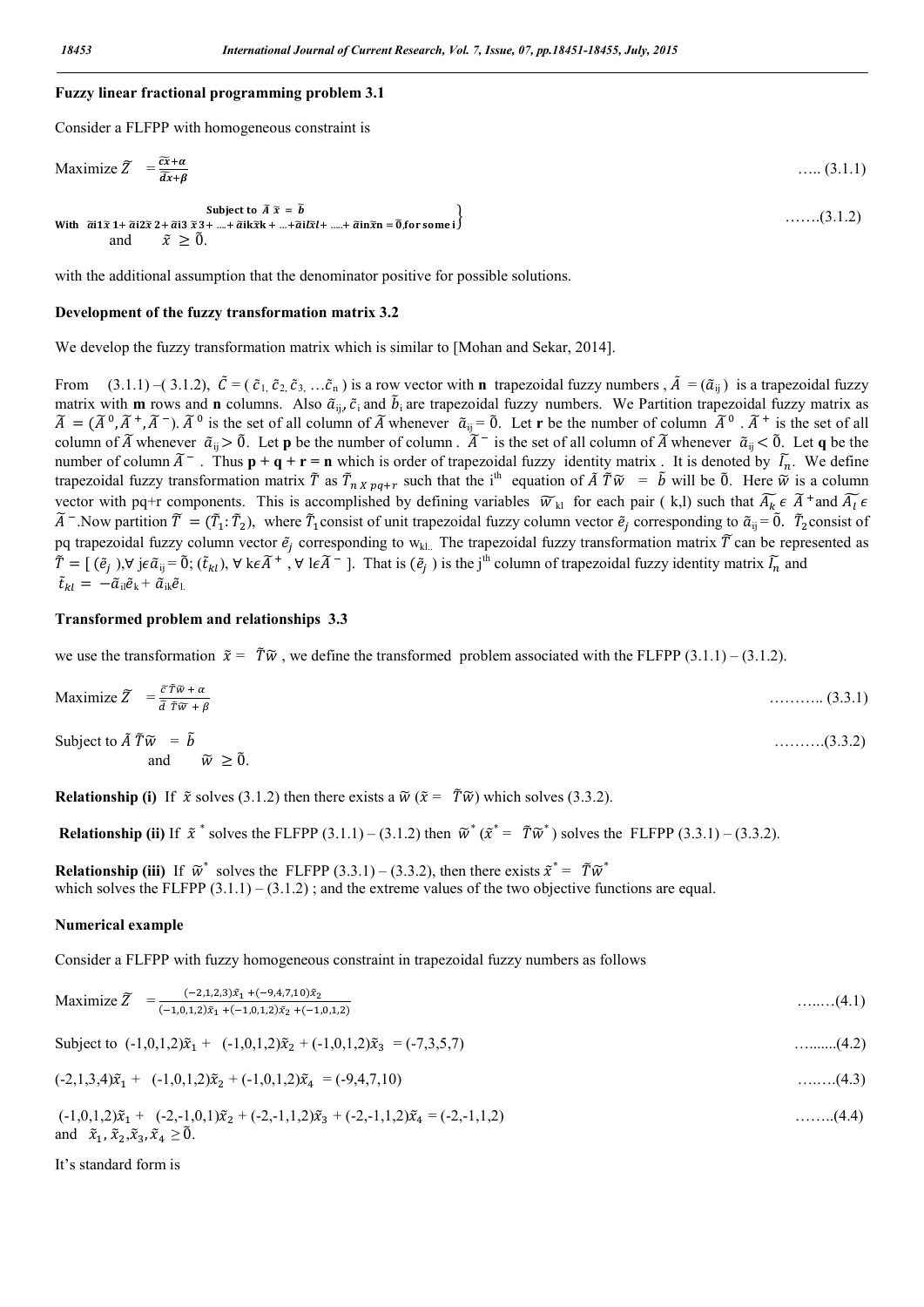### Fuzzy linear fractional programming problem 3.1

Consider a FLFPP with homogeneous constraint is

$$\text{Maximize } \tilde{Z} = \frac{\widetilde{cx}+\alpha}{\tilde{d}x+\beta} \quad \text{….. (3.1.1)}$$

$$\left.\begin{array}{l}\text{Subject to } \tilde{A}\,\tilde{x} = \tilde{b} \\ \text{With } \tilde{a}i1\tilde{x}\,1+\tilde{a}i2\tilde{x}\,2+\tilde{a}i3\,\tilde{x}\,3+\ldots+\tilde{a}ik\tilde{x}k+\ldots+\tilde{a}il\tilde{x}l+\ldots..+\tilde{a}in\tilde{x}n=\tilde{0}, \text{for some i}\end{array}\right\} \quad \text{…….(3.1.2)}$$

and $\tilde{x} \geq \tilde{0}$.

with the additional assumption that the denominator positive for possible solutions.

### Development of the fuzzy transformation matrix 3.2

We develop the fuzzy transformation matrix which is similar to [Mohan and Sekar, 2014].

From (3.1.1) –( 3.1.2), $\tilde{C} = (\tilde{c}_1, \tilde{c}_2, \tilde{c}_3, \ldots \tilde{c}_n)$ is a row vector with **n** trapezoidal fuzzy numbers , $\tilde{A} = (\tilde{a}_{ij})$ is a trapezoidal fuzzy matrix with **m** rows and **n** columns. Also $\tilde{a}_{ij}$, $\tilde{c}_i$ and $\tilde{b}_i$ are trapezoidal fuzzy numbers. We Partition trapezoidal fuzzy matrix as $\tilde{A} = (\tilde{A}^0, \tilde{A}^+, \tilde{A}^-)$. $\tilde{A}^0$ is the set of all column of $\tilde{A}$ whenever $\tilde{a}_{ij} = \tilde{0}$. Let **r** be the number of column $\tilde{A}^0$ . $\tilde{A}^+$ is the set of all column of $\tilde{A}$ whenever $\tilde{a}_{ij} > \tilde{0}$. Let **p** be the number of column . $\tilde{A}^-$ is the set of all column of $\tilde{A}$ whenever $\tilde{a}_{ij} < \tilde{0}$. Let **q** be the number of column $\tilde{A}^-$ . Thus **p + q + r = n** which is order of trapezoidal fuzzy identity matrix . It is denoted by $\tilde{I_n}$. We define trapezoidal fuzzy transformation matrix $\tilde{T}$ as $\tilde{T}_{n\,X\,pq+r}$ such that the i[th] equation of $\tilde{A}\,\tilde{T}\tilde{w} = \tilde{b}$ will be $\tilde{0}$. Here $\tilde{w}$ is a column vector with pq+r components. This is accomplished by defining variables $\widetilde{w}_{kl}$ for each pair ( k,l) such that $\widetilde{A_k} \epsilon\ \tilde{A}^+$and $\widetilde{A_l} \epsilon\ \tilde{A}^-$.Now partition $\tilde{T} = (\tilde{T}_1 : \tilde{T}_2)$, where $\tilde{T}_1$consist of unit trapezoidal fuzzy column vector $\tilde{e}_j$ corresponding to $\tilde{a}_{ij} = \tilde{0}$. $\tilde{T}_2$consist of pq trapezoidal fuzzy column vector $\tilde{e}_j$ corresponding to $w_{kl}$. The trapezoidal fuzzy transformation matrix $\tilde{T}$ can be represented as $\tilde{T} = [\ (\tilde{e}_j\ ), \forall\ j\epsilon\tilde{a}_{ij} = \tilde{0};\ (\tilde{t}_{kl}), \forall\ k\epsilon\tilde{A}^+ , \forall\ l\epsilon\tilde{A}^-\ ]$. That is $(\tilde{e}_j\ )$ is the j[th] column of trapezoidal fuzzy identity matrix $\tilde{I_n}$ and $\tilde{t}_{kl} = -\tilde{a}_{il}\tilde{e}_k + \tilde{a}_{ik}\tilde{e}_l$.

### Transformed problem and relationships 3.3

we use the transformation $\tilde{x} = \tilde{T}\tilde{w}$ , we define the transformed problem associated with the FLFPP (3.1.1) – (3.1.2).

$$\text{Maximize } \tilde{Z} = \frac{\tilde{c}\,\tilde{T}\tilde{w}+\alpha}{\tilde{d}\,\tilde{T}\tilde{w}+\beta} \quad \text{……….. (3.3.1)}$$

$$\text{Subject to } \tilde{A}\,\tilde{T}\tilde{w} = \tilde{b} \quad \text{……….(3.3.2)}$$

and $\tilde{w} \geq \tilde{0}$.

**Relationship (i)** If $\tilde{x}$ solves (3.1.2) then there exists a $\tilde{w}$ ($\tilde{x} = \tilde{T}\tilde{w}$) which solves (3.3.2).

**Relationship (ii)** If $\tilde{x}^*$ solves the FLFPP (3.1.1) – (3.1.2) then $\tilde{w}^*$ ($\tilde{x}^* = \tilde{T}\tilde{w}^*$) solves the FLFPP (3.3.1) – (3.3.2).

**Relationship (iii)** If $\tilde{w}^*$ solves the FLFPP (3.3.1) – (3.3.2), then there exists $\tilde{x}^* = \tilde{T}\tilde{w}^*$ which solves the FLFPP (3.1.1) – (3.1.2) ; and the extreme values of the two objective functions are equal.

### Numerical example

Consider a FLFPP with fuzzy homogeneous constraint in trapezoidal fuzzy numbers as follows

$$\text{Maximize } \tilde{Z} = \frac{(-2,1,2,3)\tilde{x}_1 + (-9,4,7,10)\tilde{x}_2}{(-1,0,1,2)\tilde{x}_1 + (-1,0,1,2)\tilde{x}_2 + (-1,0,1,2)} \quad \text{…..…(4.1)}$$

$$\text{Subject to } (-1,0,1,2)\tilde{x}_1 + (-1,0,1,2)\tilde{x}_2 + (-1,0,1,2)\tilde{x}_3 = (-7,3,5,7) \quad \text{…......(4.2)}$$

$$(-2,1,3,4)\tilde{x}_1 + (-1,0,1,2)\tilde{x}_2 + (-1,0,1,2)\tilde{x}_4 = (-9,4,7,10) \quad \text{….…(4.3)}$$

$$(-1,0,1,2)\tilde{x}_1 + (-2,-1,0,1)\tilde{x}_2 + (-2,-1,1,2)\tilde{x}_3 + (-2,-1,1,2)\tilde{x}_4 = (-2,-1,1,2) \quad \text{……..(4.4)}$$

and $\tilde{x}_1, \tilde{x}_2, \tilde{x}_3, \tilde{x}_4 \geq \tilde{0}$.

It's standard form is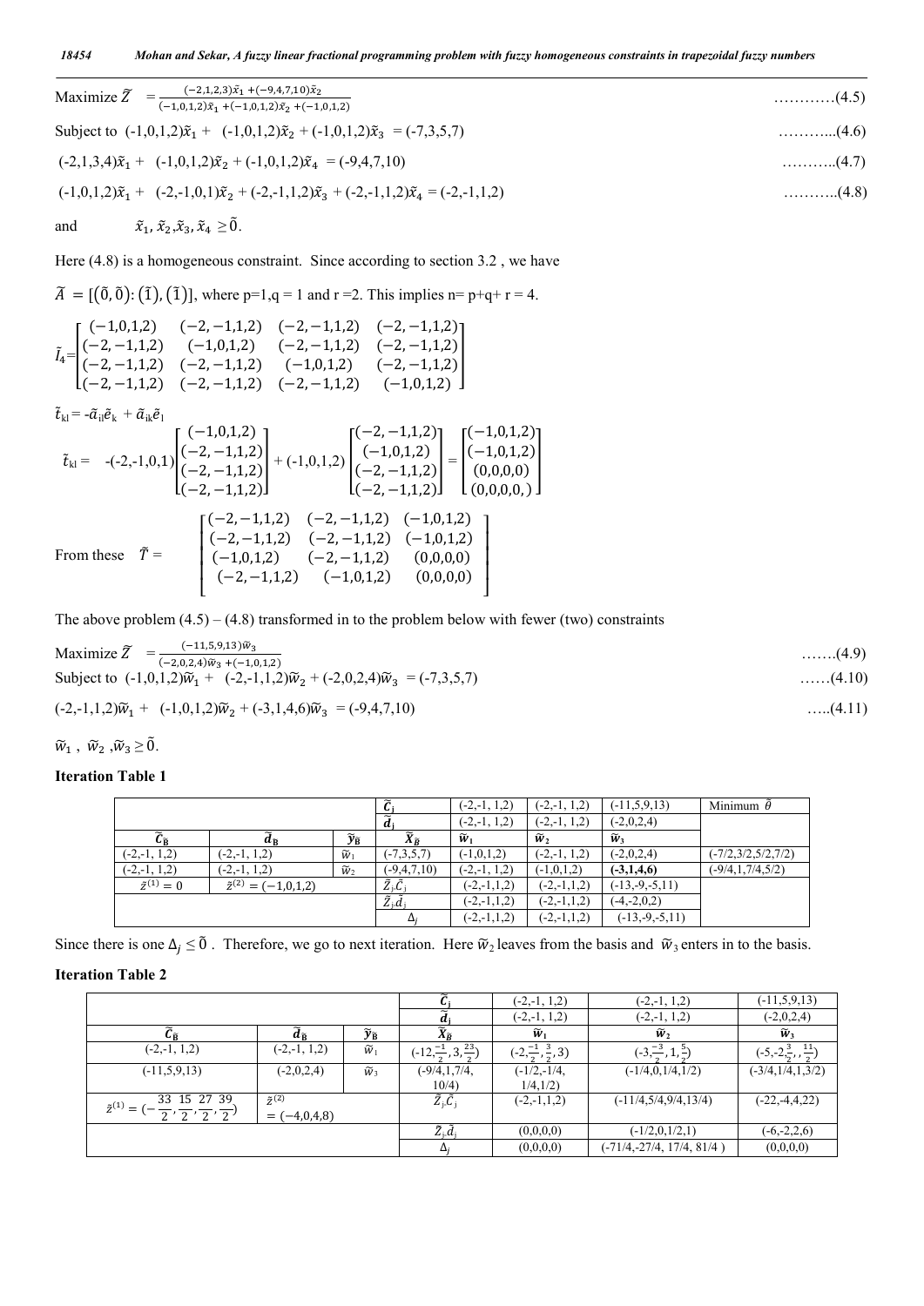Maximize $\tilde{Z} = \frac{(-2,1,2,3)\tilde{x}_1 + (-9,4,7,10)\tilde{x}_2}{(-1,0,1,2)\tilde{x}_1 + (-1,0,1,2)\tilde{x}_2 + (-1,0,1,2)}$ …………(4.5)

Subject to $(-1,0,1,2)\tilde{x}_1 + (-1,0,1,2)\tilde{x}_2 + (-1,0,1,2)\tilde{x}_3 = (-7,3,5,7)$ ………..(4.6)

$(-2,1,3,4)\tilde{x}_1 + (-1,0,1,2)\tilde{x}_2 + (-1,0,1,2)\tilde{x}_4 = (-9,4,7,10)$ ………..(4.7)

$(-1,0,1,2)\tilde{x}_1 + (-2,-1,0,1)\tilde{x}_2 + (-2,-1,1,2)\tilde{x}_3 + (-2,-1,1,2)\tilde{x}_4 = (-2,-1,1,2)$ ………..(4.8)

and $\tilde{x}_1, \tilde{x}_2, \tilde{x}_3, \tilde{x}_4 \geq \tilde{0}$.

Here (4.8) is a homogeneous constraint. Since according to section 3.2 , we have

$\tilde{A} = [(\tilde{0}, \tilde{0}) : (\tilde{1}), (\tilde{1})]$, where p=1,q = 1 and r =2. This implies n= p+q+ r = 4.

$$\tilde{I}_4 = \begin{bmatrix} (-1,0,1,2) & (-2,-1,1,2) & (-2,-1,1,2) & (-2,-1,1,2) \\ (-2,-1,1,2) & (-1,0,1,2) & (-2,-1,1,2) & (-2,-1,1,2) \\ (-2,-1,1,2) & (-2,-1,1,2) & (-1,0,1,2) & (-2,-1,1,2) \\ (-2,-1,1,2) & (-2,-1,1,2) & (-2,-1,1,2) & (-1,0,1,2) \end{bmatrix}$$

$\tilde{t}_{kl} = -\tilde{a}_{il}\tilde{e}_k + \tilde{a}_{ik}\tilde{e}_l$

$$\tilde{t}_{kl} = -(-2,-1,0,1)\begin{bmatrix} (-1,0,1,2) \\ (-2,-1,1,2) \\ (-2,-1,1,2) \\ (-2,-1,1,2) \end{bmatrix} + (-1,0,1,2)\begin{bmatrix} (-2,-1,1,2) \\ (-1,0,1,2) \\ (-2,-1,1,2) \\ (-2,-1,1,2) \end{bmatrix} = \begin{bmatrix} (-1,0,1,2) \\ (-1,0,1,2) \\ (0,0,0,0) \\ (0,0,0,0,) \end{bmatrix}$$

From these
$$\tilde{T} = \begin{bmatrix} (-2,-1,1,2) & (-2,-1,1,2) & (-1,0,1,2) \\ (-2,-1,1,2) & (-2,-1,1,2) & (-1,0,1,2) \\ (-1,0,1,2) & (-2,-1,1,2) & (0,0,0,0) \\ (-2,-1,1,2) & (-1,0,1,2) & (0,0,0,0) \end{bmatrix}$$

The above problem (4.5) – (4.8) transformed in to the problem below with fewer (two) constraints

Maximize $\tilde{Z} = \frac{(-11,5,9,13)\tilde{w}_3}{(-2,0,2,4)\tilde{w}_3 + (-1,0,1,2)}$ …….(4.9)

Subject to $(-1,0,1,2)\tilde{w}_1 + (-2,-1,1,2)\tilde{w}_2 + (-2,0,2,4)\tilde{w}_3 = (-7,3,5,7)$ ……(4.10)

$(-2,-1,1,2)\tilde{w}_1 + (-1,0,1,2)\tilde{w}_2 + (-3,1,4,6)\tilde{w}_3 = (-9,4,7,10)$ …..(4.11)

$\tilde{w}_1, \tilde{w}_2, \tilde{w}_3 \geq \tilde{0}$.

**Iteration Table 1**

| | | | $\tilde{C}_j$ | (-2,-1, 1,2) | (-2,-1, 1,2) | (-11,5,9,13) | Minimum $\tilde{\theta}$ |
|---|---|---|---|---|---|---|---|
| | | | $\tilde{d}_j$ | (-2,-1, 1,2) | (-2,-1, 1,2) | (-2,0,2,4) | |
| $\tilde{C}_B$ | $\tilde{d}_B$ | $\tilde{y}_B$ | $\tilde{X}_B$ | $\tilde{w}_1$ | $\tilde{w}_2$ | $\tilde{w}_3$ | |
| (-2,-1, 1,2) | (-2,-1, 1,2) | $\tilde{w}_1$ | (-7,3,5,7) | (-1,0,1,2) | (-2,-1, 1,2) | (-2,0,2,4) | (-7/2,3/2,5/2,7/2) |
| (-2,-1, 1,2) | (-2,-1, 1,2) | $\tilde{w}_2$ | (-9,4,7,10) | (-2,-1, 1,2) | (-1,0,1,2) | **(-3,1,4,6)** | (-9/4,1,7/4,5/2) |
| $\tilde{z}^{(1)} = 0$ | $\tilde{z}^{(2)} = (-1,0,1,2)$ | | $\tilde{Z}_j\tilde{C}_j$ | (-2,-1,1,2) | (-2,-1,1,2) | (-13,-9,-5,11) | |
| | | | $\tilde{Z}_j\tilde{d}_j$ | (-2,-1,1,2) | (-2,-1,1,2) | (-4,-2,0,2) | |
| | | | $\Delta_j$ | (-2,-1,1,2) | (-2,-1,1,2) | (-13,-9,-5,11) | |

Since there is one $\Delta_j \leq \tilde{0}$ . Therefore, we go to next iteration. Here $\tilde{w}_2$ leaves from the basis and $\tilde{w}_3$ enters in to the basis.

**Iteration Table 2**

| | | | $\tilde{C}_j$ | (-2,-1, 1,2) | (-2,-1, 1,2) | (-11,5,9,13) |
|---|---|---|---|---|---|---|
| | | | $\tilde{d}_j$ | (-2,-1, 1,2) | (-2,-1, 1,2) | (-2,0,2,4) |
| $\tilde{C}_B$ | $\tilde{d}_B$ | $\tilde{y}_B$ | $\tilde{X}_B$ | $\tilde{w}_1$ | $\tilde{w}_2$ | $\tilde{w}_3$ |
| (-2,-1, 1,2) | (-2,-1, 1,2) | $\tilde{w}_1$ | $(-12,\frac{-1}{2},3,\frac{23}{2})$ | $(-2,\frac{-1}{2},\frac{3}{2},3)$ | $(-3,\frac{-3}{2},1,\frac{5}{2})$ | $(-5,-2,\frac{3}{2},,\frac{11}{2})$ |
| (-11,5,9,13) | (-2,0,2,4) | $\tilde{w}_3$ | (-9/4,1,7/4, 10/4) | (-1/2,-1/4, 1/4,1/2) | (-1/4,0,1/4,1/2) | (-3/4,1/4,1,3/2) |
| $\tilde{z}^{(1)} = (-\frac{33}{2},\frac{15}{2},\frac{27}{2},\frac{39}{2})$ | $\tilde{z}^{(2)} = (-4,0,4,8)$ | | $\tilde{Z}_j\tilde{C}_j$ | (-2,-1,1,2) | (-11/4,5/4,9/4,13/4) | (-22,-4,4,22) |
| | | | $\tilde{Z}_j\tilde{d}_j$ | (0,0,0,0) | (-1/2,0,1/2,1) | (-6,-2,2,6) |
| | | | $\Delta_j$ | (0,0,0,0) | (-71/4,-27/4, 17/4, 81/4 ) | (0,0,0,0) |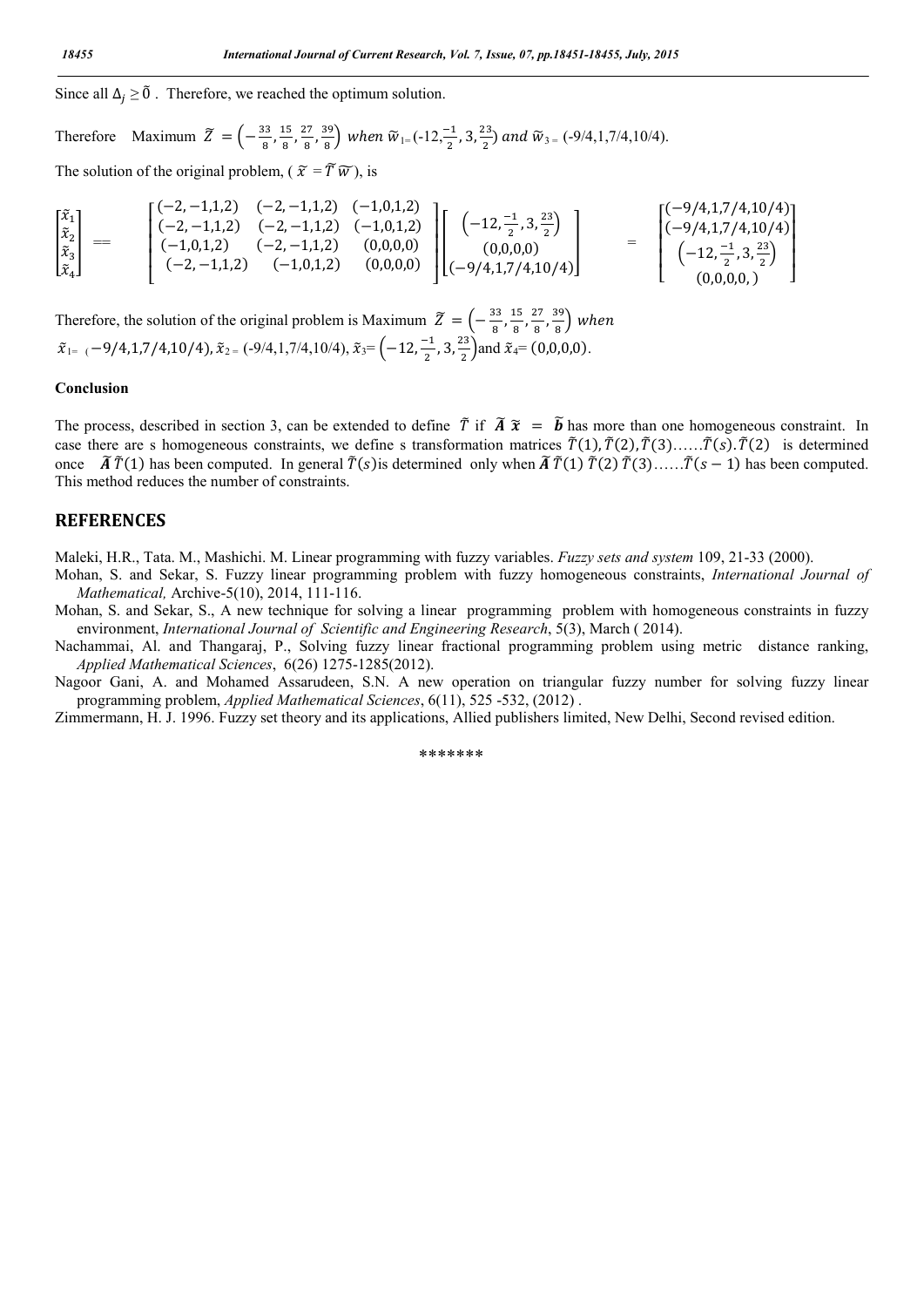Since all $\Delta_j \geq \tilde{0}$ . Therefore, we reached the optimum solution.

Therefore Maximum $\tilde{Z} = \left(-\frac{33}{8}, \frac{15}{8}, \frac{27}{8}, \frac{39}{8}\right)$ $when$ $\tilde{w}_1 = (-12, \frac{-1}{2}, 3, \frac{23}{2})$ $and$ $\tilde{w}_3 = (-9/4,1,7/4,10/4)$.

The solution of the original problem, ( $\tilde{x} = \tilde{T}\,\tilde{w}$ ), is

$$\begin{bmatrix} \tilde{x}_1 \\ \tilde{x}_2 \\ \tilde{x}_3 \\ \tilde{x}_4 \end{bmatrix} == \begin{bmatrix} (-2,-1,1,2) & (-2,-1,1,2) & (-1,0,1,2) \\ (-2,-1,1,2) & (-2,-1,1,2) & (-1,0,1,2) \\ (-1,0,1,2) & (-2,-1,1,2) & (0,0,0,0) \\ (-2,-1,1,2) & (-1,0,1,2) & (0,0,0,0) \end{bmatrix} \begin{bmatrix} \left(-12, \frac{-1}{2}, 3, \frac{23}{2}\right) \\ (0,0,0,0) \\ (-9/4,1,7/4,10/4) \end{bmatrix} = \begin{bmatrix} (-9/4,1,7/4,10/4) \\ (-9/4,1,7/4,10/4) \\ \left(-12, \frac{-1}{2}, 3, \frac{23}{2}\right) \\ (0,0,0,0,) \end{bmatrix}$$

Therefore, the solution of the original problem is Maximum $\tilde{Z} = \left(-\frac{33}{8}, \frac{15}{8}, \frac{27}{8}, \frac{39}{8}\right)$ $when$ $\tilde{x}_1 = (-9/4,1,7/4,10/4)$, $\tilde{x}_2 = (-9/4,1,7/4,10/4)$, $\tilde{x}_3 = \left(-12, \frac{-1}{2}, 3, \frac{23}{2}\right)$ and $\tilde{x}_4 = (0,0,0,0)$.

### Conclusion

The process, described in section 3, can be extended to define $\tilde{T}$ if $\tilde{\boldsymbol{A}}\,\tilde{\boldsymbol{x}} = \tilde{\boldsymbol{b}}$ has more than one homogeneous constraint. In case there are s homogeneous constraints, we define s transformation matrices $\tilde{T}(1), \tilde{T}(2), \tilde{T}(3) \ldots\ldots \tilde{T}(s)$. $\tilde{T}(2)$ is determined once $\tilde{\boldsymbol{A}}\,\tilde{T}(1)$ has been computed. In general $\tilde{T}(s)$ is determined only when $\tilde{\boldsymbol{A}}\,\tilde{T}(1)\,\tilde{T}(2)\,\tilde{T}(3) \ldots\ldots \tilde{T}(s-1)$ has been computed. This method reduces the number of constraints.

## REFERENCES

Maleki, H.R., Tata. M., Mashichi. M. Linear programming with fuzzy variables. *Fuzzy sets and system* 109, 21-33 (2000).

Mohan, S. and Sekar, S. Fuzzy linear programming problem with fuzzy homogeneous constraints, *International Journal of Mathematical,* Archive-5(10), 2014, 111-116.

Mohan, S. and Sekar, S., A new technique for solving a linear programming problem with homogeneous constraints in fuzzy environment, *International Journal of Scientific and Engineering Research*, 5(3), March ( 2014).

Nachammai, Al. and Thangaraj, P., Solving fuzzy linear fractional programming problem using metric distance ranking, *Applied Mathematical Sciences*, 6(26) 1275-1285(2012).

Nagoor Gani, A. and Mohamed Assarudeen, S.N. A new operation on triangular fuzzy number for solving fuzzy linear programming problem, *Applied Mathematical Sciences*, 6(11), 525 -532, (2012) .

Zimmermann, H. J. 1996. Fuzzy set theory and its applications, Allied publishers limited, New Delhi, Second revised edition.

*******